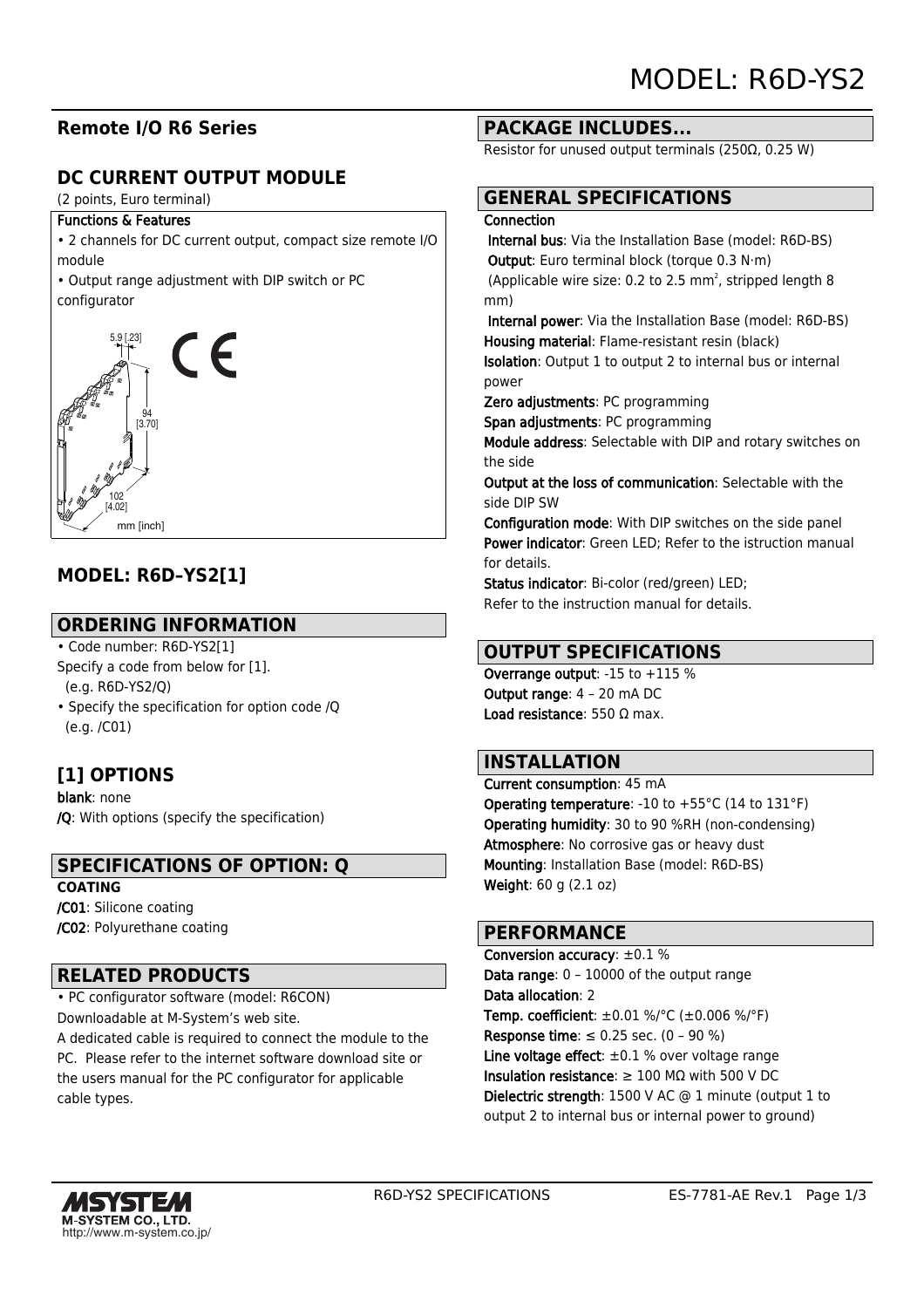# MODEL: R6D-YS2

## Remote I/O R6 Series

## DC CURRENT OUTPUT MODULE

(2 points, Euro terminal)

**Functions & Features**

- 2 channels for DC current output, compact size remote I/O module
- Output range adjustment with DIP switch or PC configurator

5.9 [.23]

94 [3.70]

102 [4.02]

mm [inch]

## MODEL: R6D–YS2[1]

## ORDERING INFORMATION

- Code number: R6D-YS2[1]
  Specify a code from below for [1].
  (e.g. R6D-YS2/Q)
- Specify the specification for option code /Q
  (e.g. /C01)

## [1] OPTIONS

**blank**: none
**/Q**: With options (specify the specification)

## SPECIFICATIONS OF OPTION: Q

**COATING**
**/C01**: Silicone coating
**/C02**: Polyurethane coating

## RELATED PRODUCTS

- PC configurator software (model: R6CON)
  Downloadable at M-System's web site.
  A dedicated cable is required to connect the module to the PC. Please refer to the internet software download site or the users manual for the PC configurator for applicable cable types.

## PACKAGE INCLUDES...

Resistor for unused output terminals (250Ω, 0.25 W)

## GENERAL SPECIFICATIONS

**Connection**
**Internal bus**: Via the Installation Base (model: R6D-BS)
**Output**: Euro terminal block (torque 0.3 N·m)
(Applicable wire size: 0.2 to 2.5 mm$^2$, stripped length 8 mm)
**Internal power**: Via the Installation Base (model: R6D-BS)
**Housing material**: Flame-resistant resin (black)
**Isolation**: Output 1 to output 2 to internal bus or internal power
**Zero adjustments**: PC programming
**Span adjustments**: PC programming
**Module address**: Selectable with DIP and rotary switches on the side
**Output at the loss of communication**: Selectable with the side DIP SW
**Configuration mode**: With DIP switches on the side panel
**Power indicator**: Green LED; Refer to the istruction manual for details.
**Status indicator**: Bi-color (red/green) LED;
Refer to the instruction manual for details.

## OUTPUT SPECIFICATIONS

**Overrange output**: -15 to +115 %
**Output range**: 4 – 20 mA DC
**Load resistance**: 550 Ω max.

## INSTALLATION

**Current consumption**: 45 mA
**Operating temperature**: -10 to +55°C (14 to 131°F)
**Operating humidity**: 30 to 90 %RH (non-condensing)
**Atmosphere**: No corrosive gas or heavy dust
**Mounting**: Installation Base (model: R6D-BS)
**Weight**: 60 g (2.1 oz)

## PERFORMANCE

**Conversion accuracy**: ±0.1 %
**Data range**: 0 – 10000 of the output range
**Data allocation**: 2
**Temp. coefficient**: ±0.01 %/°C (±0.006 %/°F)
**Response time**: ≤ 0.25 sec. (0 – 90 %)
**Line voltage effect**: ±0.1 % over voltage range
**Insulation resistance**: ≥ 100 MΩ with 500 V DC
**Dielectric strength**: 1500 V AC @ 1 minute (output 1 to output 2 to internal bus or internal power to ground)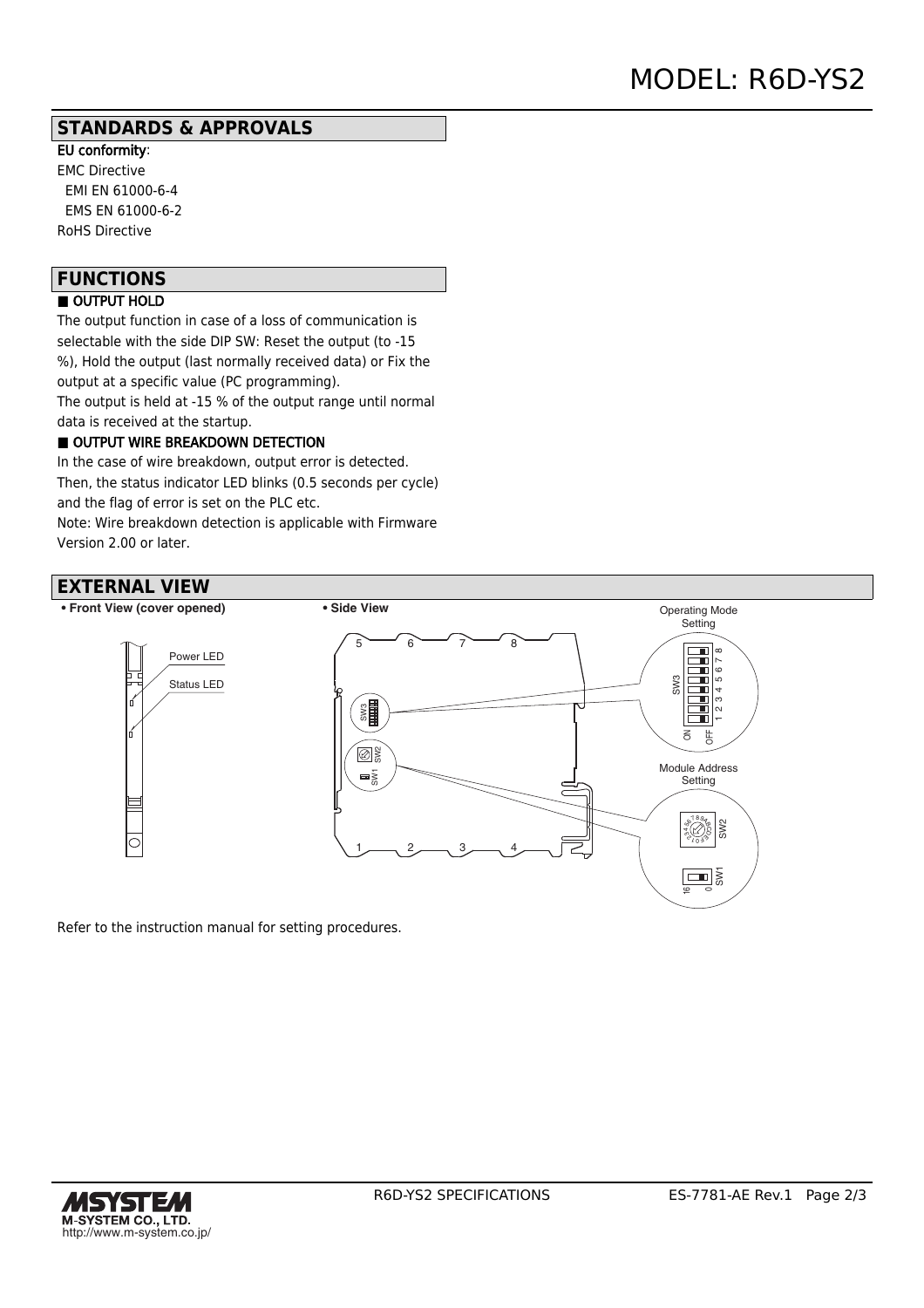## STANDARDS & APPROVALS

EU conformity:

EMC Directive

EMI EN 61000-6-4

EMS EN 61000-6-2

RoHS Directive

## FUNCTIONS

■ OUTPUT HOLD

The output function in case of a loss of communication is selectable with the side DIP SW: Reset the output (to -15 %), Hold the output (last normally received data) or Fix the output at a specific value (PC programming).

The output is held at -15 % of the output range until normal data is received at the startup.

■ OUTPUT WIRE BREAKDOWN DETECTION

In the case of wire breakdown, output error is detected. Then, the status indicator LED blinks (0.5 seconds per cycle) and the flag of error is set on the PLC etc.

Note: Wire breakdown detection is applicable with Firmware Version 2.00 or later.

## EXTERNAL VIEW

• Front View (cover opened)

Power LED

Status LED

• Side View

5 6 7 8

SW3 SW2 SW1

1 2 3 4

Operating Mode Setting

SW3 1 2 3 4 5 6 7 8 ON OFF

Module Address Setting

SW2

SW1 16 0

Refer to the instruction manual for setting procedures.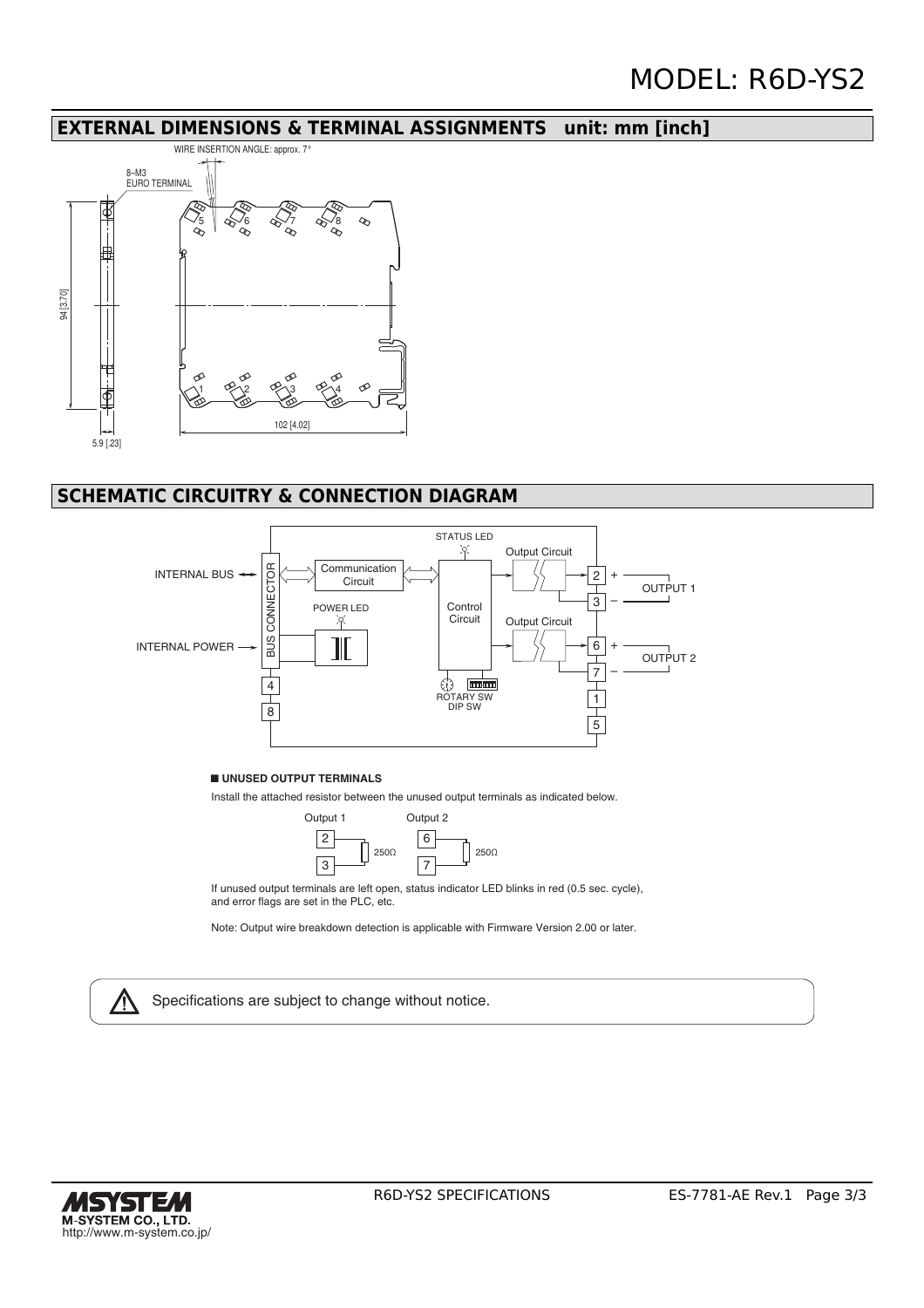# MODEL: R6D-YS2

## EXTERNAL DIMENSIONS & TERMINAL ASSIGNMENTS unit: mm [inch]

WIRE INSERTION ANGLE: approx. 7°

8–M3
EURO TERMINAL

94 [3.70]

5.9 [.23]

102 [4.02]

5 6 7 8

1 2 3 4

## SCHEMATIC CIRCUITRY & CONNECTION DIAGRAM

INTERNAL BUS

INTERNAL POWER

BUS CONNECTOR

Communication Circuit

POWER LED

STATUS LED

Control Circuit

Output Circuit

Output Circuit

ROTARY SW
DIP SW

2 + 3 – OUTPUT 1

6 + 7 – OUTPUT 2

4 8 1 5

■ **UNUSED OUTPUT TERMINALS**

Install the attached resistor between the unused output terminals as indicated below.

Output 1: 2, 3 — 250Ω

Output 2: 6, 7 — 250Ω

If unused output terminals are left open, status indicator LED blinks in red (0.5 sec. cycle), and error flags are set in the PLC, etc.

Note: Output wire breakdown detection is applicable with Firmware Version 2.00 or later.

Specifications are subject to change without notice.